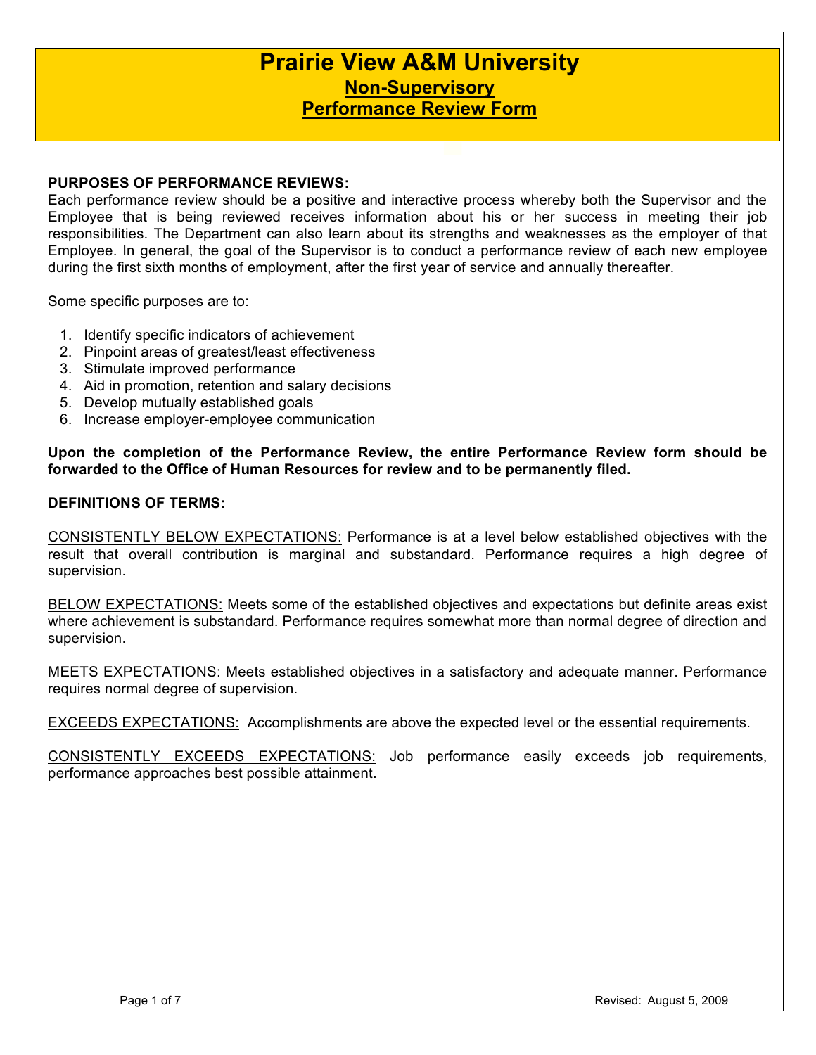# Prairie View A&M University

## Non-Supervisory

## Performance Review Form

**PURPOSES OF PERFORMANCE REVIEWS:**

Each performance review should be a positive and interactive process whereby both the Supervisor and the Employee that is being reviewed receives information about his or her success in meeting their job responsibilities. The Department can also learn about its strengths and weaknesses as the employer of that Employee. In general, the goal of the Supervisor is to conduct a performance review of each new employee during the first sixth months of employment, after the first year of service and annually thereafter.

Some specific purposes are to:

1. Identify specific indicators of achievement
2. Pinpoint areas of greatest/least effectiveness
3. Stimulate improved performance
4. Aid in promotion, retention and salary decisions
5. Develop mutually established goals
6. Increase employer-employee communication

**Upon the completion of the Performance Review, the entire Performance Review form should be forwarded to the Office of Human Resources for review and to be permanently filed.**

**DEFINITIONS OF TERMS:**

<u>CONSISTENTLY BELOW EXPECTATIONS:</u> Performance is at a level below established objectives with the result that overall contribution is marginal and substandard. Performance requires a high degree of supervision.

<u>BELOW EXPECTATIONS:</u> Meets some of the established objectives and expectations but definite areas exist where achievement is substandard. Performance requires somewhat more than normal degree of direction and supervision.

<u>MEETS EXPECTATIONS</u>: Meets established objectives in a satisfactory and adequate manner. Performance requires normal degree of supervision.

<u>EXCEEDS EXPECTATIONS:</u> Accomplishments are above the expected level or the essential requirements.

<u>CONSISTENTLY EXCEEDS EXPECTATIONS:</u> Job performance easily exceeds job requirements, performance approaches best possible attainment.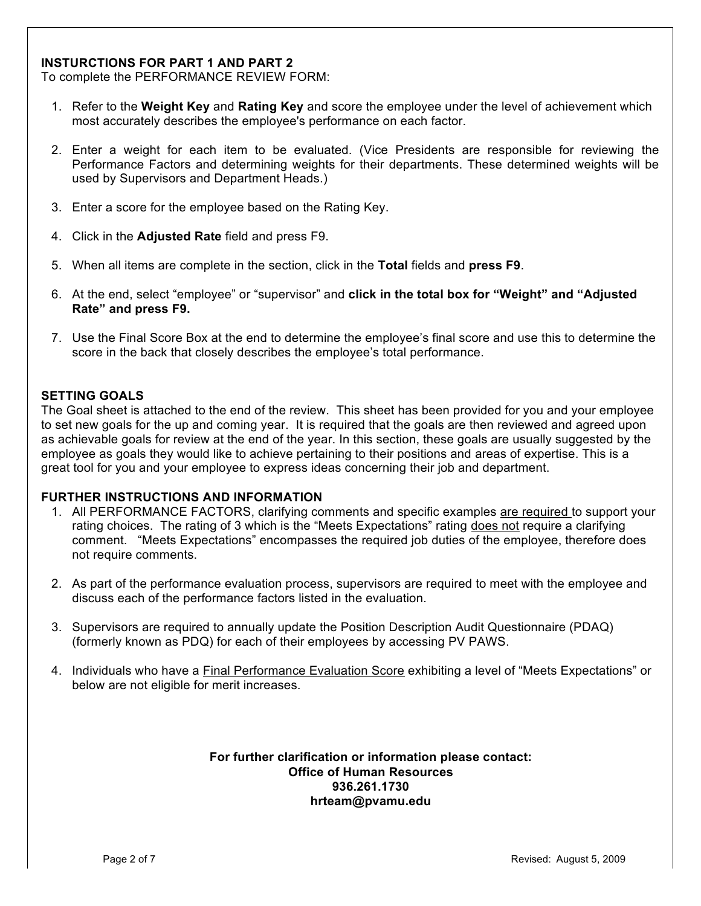### INSTURCTIONS FOR PART 1 AND PART 2

To complete the PERFORMANCE REVIEW FORM:

1. Refer to the **Weight Key** and **Rating Key** and score the employee under the level of achievement which most accurately describes the employee's performance on each factor.
2. Enter a weight for each item to be evaluated. (Vice Presidents are responsible for reviewing the Performance Factors and determining weights for their departments. These determined weights will be used by Supervisors and Department Heads.)
3. Enter a score for the employee based on the Rating Key.
4. Click in the **Adjusted Rate** field and press F9.
5. When all items are complete in the section, click in the **Total** fields and **press F9**.
6. At the end, select "employee" or "supervisor" and **click in the total box for "Weight" and "Adjusted Rate" and press F9.**
7. Use the Final Score Box at the end to determine the employee's final score and use this to determine the score in the back that closely describes the employee's total performance.

### SETTING GOALS

The Goal sheet is attached to the end of the review. This sheet has been provided for you and your employee to set new goals for the up and coming year. It is required that the goals are then reviewed and agreed upon as achievable goals for review at the end of the year. In this section, these goals are usually suggested by the employee as goals they would like to achieve pertaining to their positions and areas of expertise. This is a great tool for you and your employee to express ideas concerning their job and department.

### FURTHER INSTRUCTIONS AND INFORMATION

1. All PERFORMANCE FACTORS, clarifying comments and specific examples are required to support your rating choices. The rating of 3 which is the "Meets Expectations" rating does not require a clarifying comment. "Meets Expectations" encompasses the required job duties of the employee, therefore does not require comments.
2. As part of the performance evaluation process, supervisors are required to meet with the employee and discuss each of the performance factors listed in the evaluation.
3. Supervisors are required to annually update the Position Description Audit Questionnaire (PDAQ) (formerly known as PDQ) for each of their employees by accessing PV PAWS.
4. Individuals who have a Final Performance Evaluation Score exhibiting a level of "Meets Expectations" or below are not eligible for merit increases.

**For further clarification or information please contact:**
**Office of Human Resources**
**936.261.1730**
**hrteam@pvamu.edu**

Revised: August 5, 2009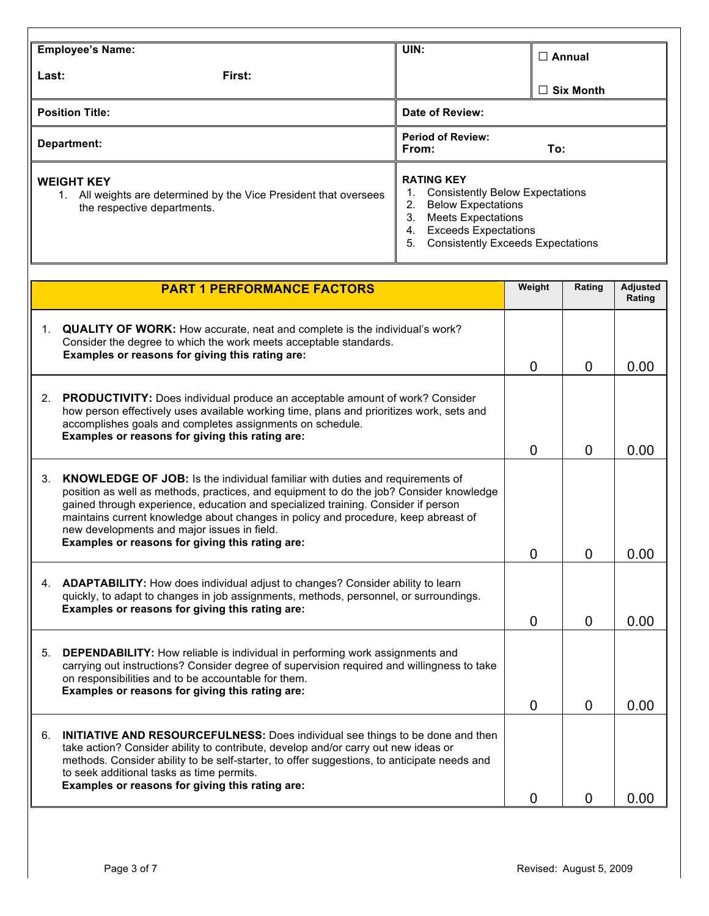| Employee's Name:<br>Last: First: | UIN: | ☐ Annual<br>☐ Six Month |
|---|---|---|
| **Position Title:** | **Date of Review:** | |
| **Department:** | **Period of Review:**<br>**From: To:** | |

| **WEIGHT KEY** | **RATING KEY** |
|---|---|
| 1. All weights are determined by the Vice President that oversees the respective departments. | 1. Consistently Below Expectations<br>2. Below Expectations<br>3. Meets Expectations<br>4. Exceeds Expectations<br>5. Consistently Exceeds Expectations |

| PART 1 PERFORMANCE FACTORS | Weight | Rating | Adjusted Rating |
|---|---|---|---|
| 1. **QUALITY OF WORK:** How accurate, neat and complete is the individual's work? Consider the degree to which the work meets acceptable standards.<br>**Examples or reasons for giving this rating are:** | 0 | 0 | 0.00 |
| 2. **PRODUCTIVITY:** Does individual produce an acceptable amount of work? Consider how person effectively uses available working time, plans and prioritizes work, sets and accomplishes goals and completes assignments on schedule.<br>**Examples or reasons for giving this rating are:** | 0 | 0 | 0.00 |
| 3. **KNOWLEDGE OF JOB:** Is the individual familiar with duties and requirements of position as well as methods, practices, and equipment to do the job? Consider knowledge gained through experience, education and specialized training. Consider if person maintains current knowledge about changes in policy and procedure, keep abreast of new developments and major issues in field.<br>**Examples or reasons for giving this rating are:** | 0 | 0 | 0.00 |
| 4. **ADAPTABILITY:** How does individual adjust to changes? Consider ability to learn quickly, to adapt to changes in job assignments, methods, personnel, or surroundings.<br>**Examples or reasons for giving this rating are:** | 0 | 0 | 0.00 |
| 5. **DEPENDABILITY:** How reliable is individual in performing work assignments and carrying out instructions? Consider degree of supervision required and willingness to take on responsibilities and to be accountable for them.<br>**Examples or reasons for giving this rating are:** | 0 | 0 | 0.00 |
| 6. **INITIATIVE AND RESOURCEFULNESS:** Does individual see things to be done and then take action? Consider ability to contribute, develop and/or carry out new ideas or methods. Consider ability to be self-starter, to offer suggestions, to anticipate needs and to seek additional tasks as time permits.<br>**Examples or reasons for giving this rating are:** | 0 | 0 | 0.00 |

Revised: August 5, 2009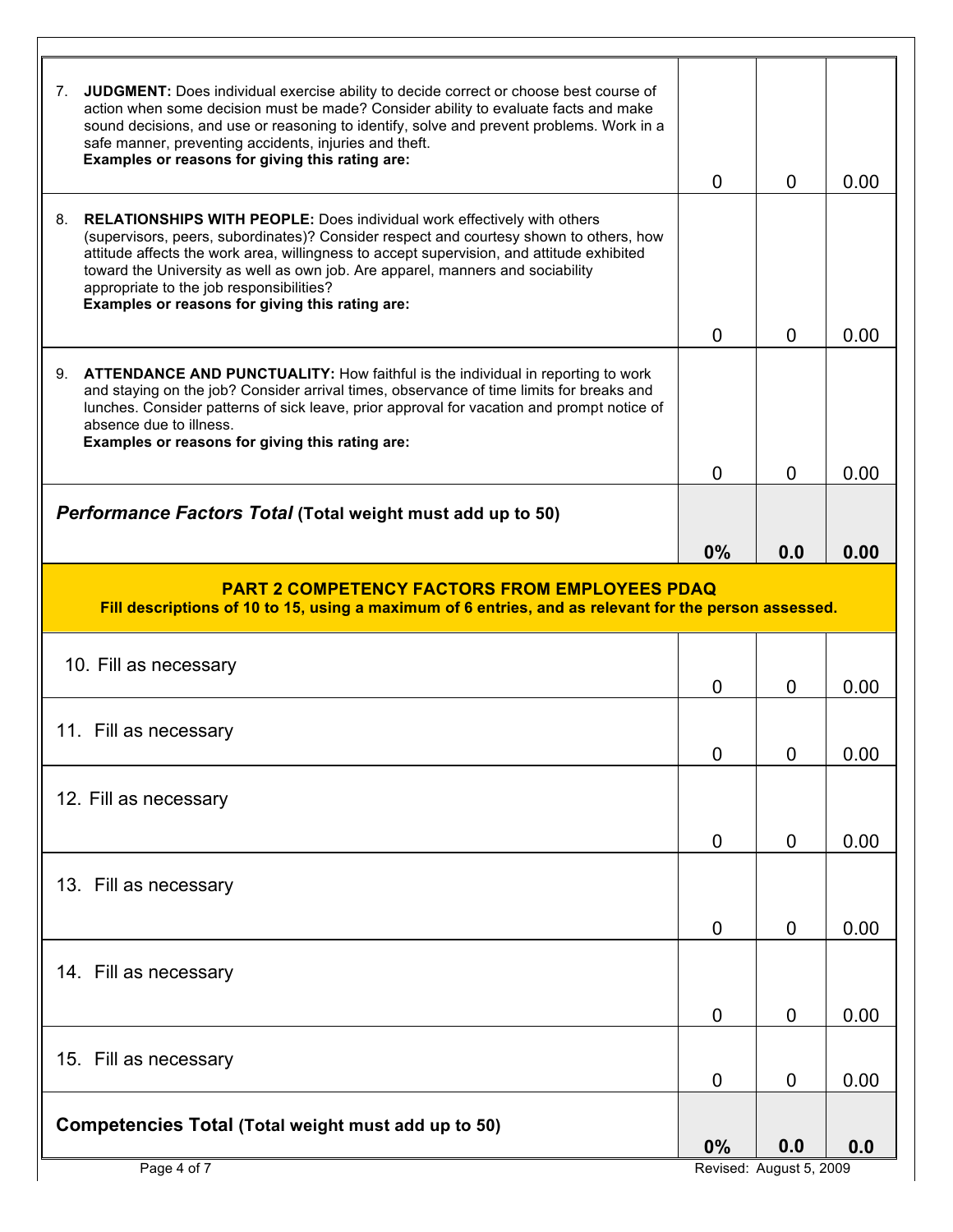| | | | |
|---|---|---|---|
| 7. **JUDGMENT:** Does individual exercise ability to decide correct or choose best course of action when some decision must be made? Consider ability to evaluate facts and make sound decisions, and use or reasoning to identify, solve and prevent problems. Work in a safe manner, preventing accidents, injuries and theft. **Examples or reasons for giving this rating are:** | 0 | 0 | 0.00 |
| 8. **RELATIONSHIPS WITH PEOPLE:** Does individual work effectively with others (supervisors, peers, subordinates)? Consider respect and courtesy shown to others, how attitude affects the work area, willingness to accept supervision, and attitude exhibited toward the University as well as own job. Are apparel, manners and sociability appropriate to the job responsibilities? **Examples or reasons for giving this rating are:** | 0 | 0 | 0.00 |
| 9. **ATTENDANCE AND PUNCTUALITY:** How faithful is the individual in reporting to work and staying on the job? Consider arrival times, observance of time limits for breaks and lunches. Consider patterns of sick leave, prior approval for vacation and prompt notice of absence due to illness. **Examples or reasons for giving this rating are:** | 0 | 0 | 0.00 |
| ***Performance Factors Total*** **(Total weight must add up to 50)** | **0%** | **0.0** | **0.00** |

## PART 2 COMPETENCY FACTORS FROM EMPLOYEES PDAQ

**Fill descriptions of 10 to 15, using a maximum of 6 entries, and as relevant for the person assessed.**

| | | | |
|---|---|---|---|
| 10. Fill as necessary | 0 | 0 | 0.00 |
| 11. Fill as necessary | 0 | 0 | 0.00 |
| 12. Fill as necessary | 0 | 0 | 0.00 |
| 13. Fill as necessary | 0 | 0 | 0.00 |
| 14. Fill as necessary | 0 | 0 | 0.00 |
| 15. Fill as necessary | 0 | 0 | 0.00 |
| **Competencies Total (Total weight must add up to 50)** | **0%** | **0.0** | **0.0** |

Revised: August 5, 2009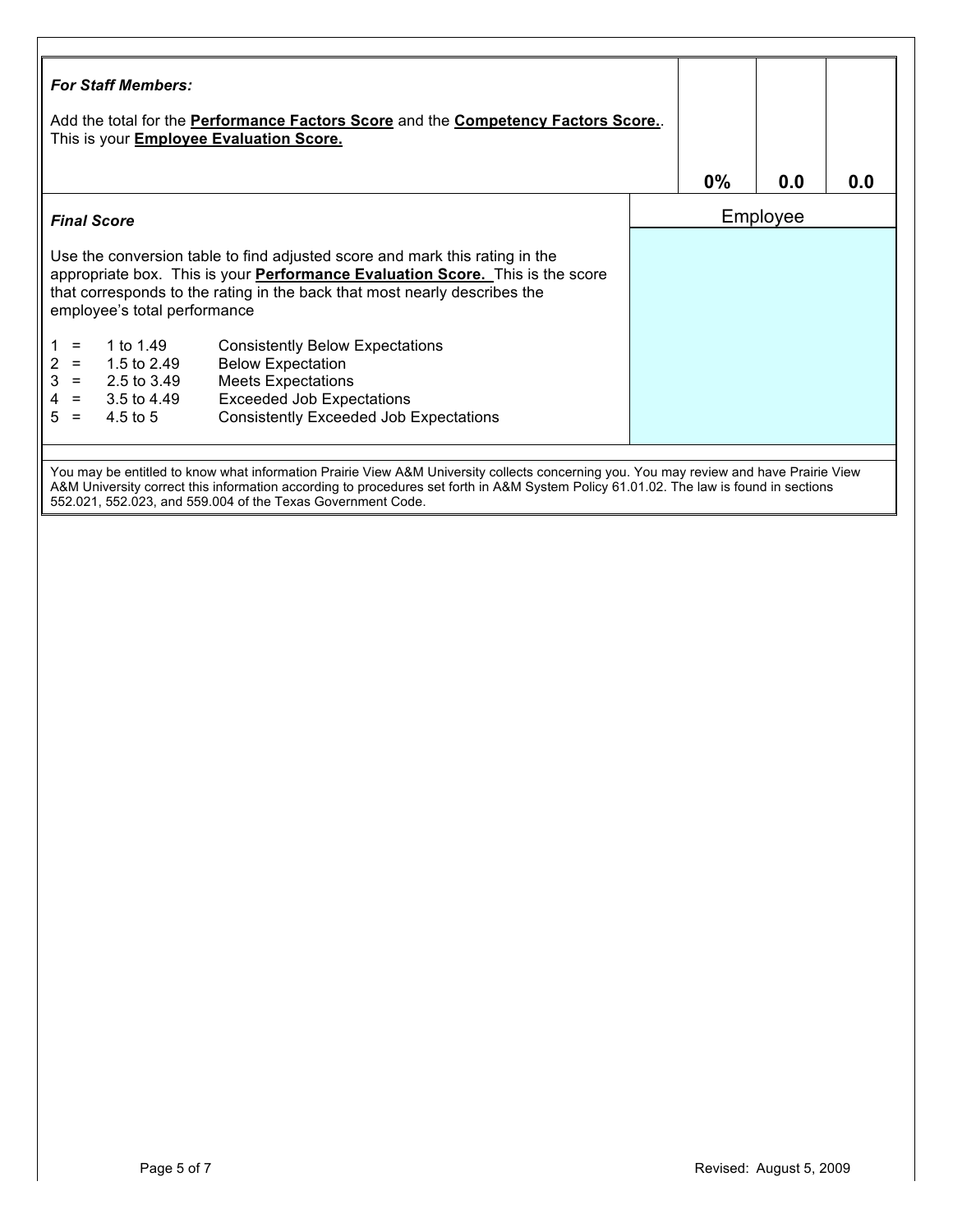| ***For Staff Members:***<br><br>Add the total for the **Performance Factors Score** and the **Competency Factors Score.**. This is your **Employee Evaluation Score.** | **0%** | **0.0** | **0.0** |
|---|---|---|---|

| ***Final Score***<br><br>Use the conversion table to find adjusted score and mark this rating in the appropriate box. This is your **Performance Evaluation Score.** This is the score that corresponds to the rating in the back that most nearly describes the employee's total performance | Employee |
|---|---|

1 = 1 to 1.49 Consistently Below Expectations
2 = 1.5 to 2.49 Below Expectation
3 = 2.5 to 3.49 Meets Expectations
4 = 3.5 to 4.49 Exceeded Job Expectations
5 = 4.5 to 5 Consistently Exceeded Job Expectations

You may be entitled to know what information Prairie View A&M University collects concerning you. You may review and have Prairie View A&M University correct this information according to procedures set forth in A&M System Policy 61.01.02. The law is found in sections 552.021, 552.023, and 559.004 of the Texas Government Code.

Revised: August 5, 2009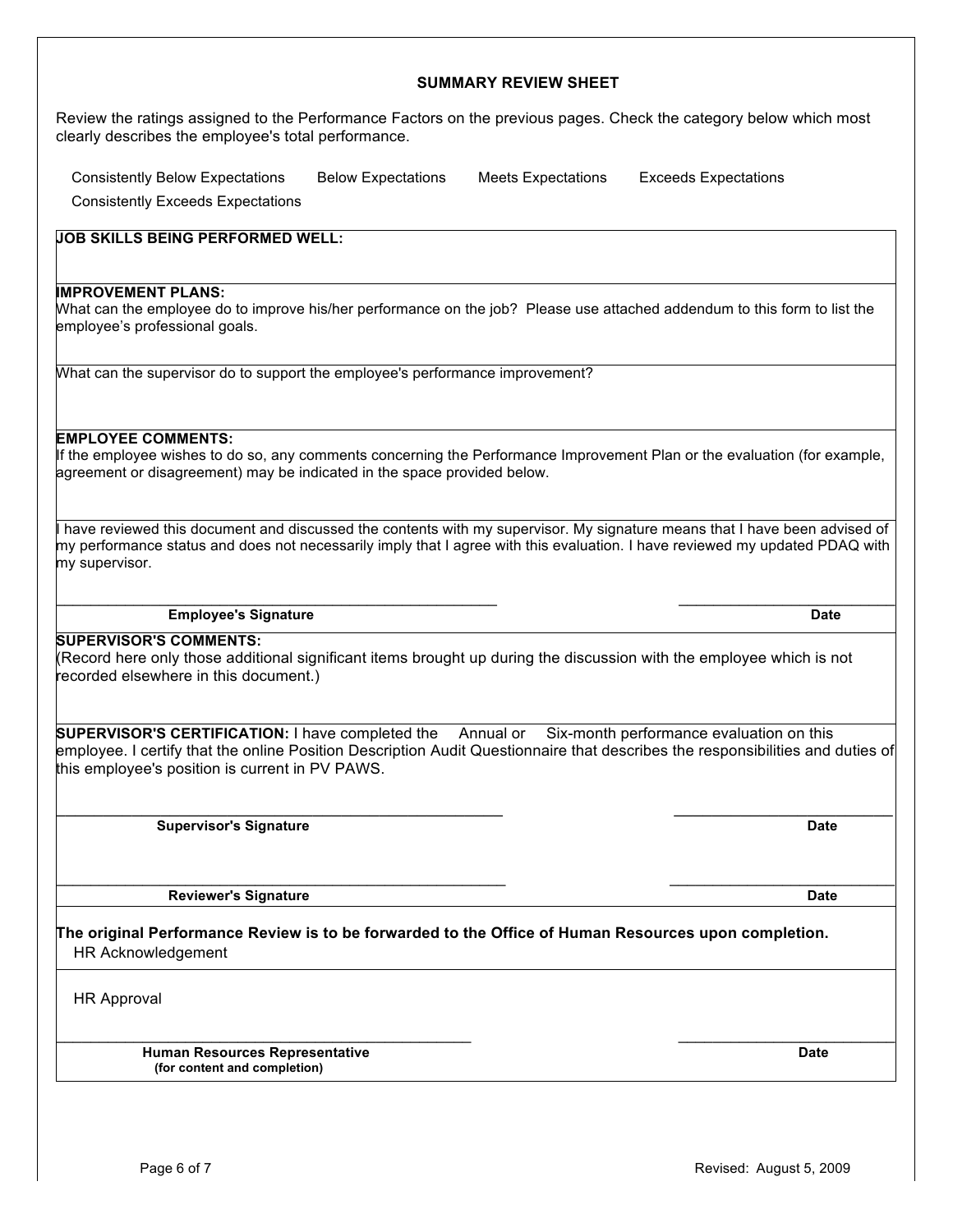## SUMMARY REVIEW SHEET

Review the ratings assigned to the Performance Factors on the previous pages. Check the category below which most clearly describes the employee's total performance.

Consistently Below Expectations    Below Expectations    Meets Expectations    Exceeds Expectations    Consistently Exceeds Expectations

**JOB SKILLS BEING PERFORMED WELL:**

**IMPROVEMENT PLANS:**
What can the employee do to improve his/her performance on the job? Please use attached addendum to this form to list the employee's professional goals.

What can the supervisor do to support the employee's performance improvement?

**EMPLOYEE COMMENTS:**
If the employee wishes to do so, any comments concerning the Performance Improvement Plan or the evaluation (for example, agreement or disagreement) may be indicated in the space provided below.

I have reviewed this document and discussed the contents with my supervisor. My signature means that I have been advised of my performance status and does not necessarily imply that I agree with this evaluation. I have reviewed my updated PDAQ with my supervisor.

\_\_\_\_\_\_\_\_\_\_\_\_\_\_\_\_\_\_\_\_\_\_\_\_\_\_\_\_\_\_\_\_\_\_\_\_\_\_\_\_ \_\_\_\_\_\_\_\_\_\_\_\_\_\_\_\_\_\_\_\_
**Employee's Signature** **Date**

**SUPERVISOR'S COMMENTS:**
(Record here only those additional significant items brought up during the discussion with the employee which is not recorded elsewhere in this document.)

**SUPERVISOR'S CERTIFICATION:** I have completed the Annual or Six-month performance evaluation on this employee. I certify that the online Position Description Audit Questionnaire that describes the responsibilities and duties of this employee's position is current in PV PAWS.

\_\_\_\_\_\_\_\_\_\_\_\_\_\_\_\_\_\_\_\_\_\_\_\_\_\_\_\_\_\_\_\_\_\_\_\_\_\_\_\_ \_\_\_\_\_\_\_\_\_\_\_\_\_\_\_\_\_\_\_\_
**Supervisor's Signature** **Date**

\_\_\_\_\_\_\_\_\_\_\_\_\_\_\_\_\_\_\_\_\_\_\_\_\_\_\_\_\_\_\_\_\_\_\_\_\_\_\_\_ \_\_\_\_\_\_\_\_\_\_\_\_\_\_\_\_\_\_\_\_
**Reviewer's Signature** **Date**

**The original Performance Review is to be forwarded to the Office of Human Resources upon completion.**

HR Acknowledgement

HR Approval

\_\_\_\_\_\_\_\_\_\_\_\_\_\_\_\_\_\_\_\_\_\_\_\_\_\_\_\_\_\_\_\_\_\_\_\_\_\_\_\_ \_\_\_\_\_\_\_\_\_\_\_\_\_\_\_\_\_\_\_\_
**Human Resources Representative** **Date**
**(for content and completion)**

Revised: August 5, 2009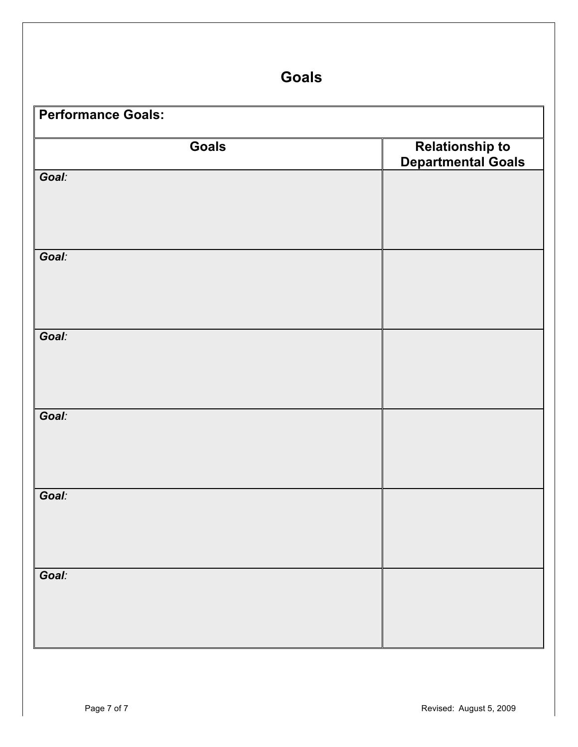# Goals

**Performance Goals:**

| Goals | Relationship to Departmental Goals |
| --- | --- |
| ***Goal:*** | |
| ***Goal:*** | |
| ***Goal:*** | |
| ***Goal:*** | |
| ***Goal:*** | |
| ***Goal:*** | |

Revised: August 5, 2009